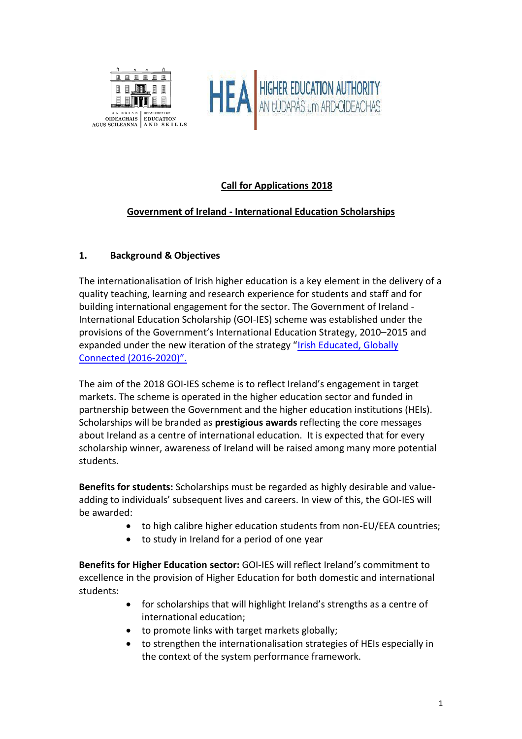AN ROINN OIDEACHAIS AGUS SCILEANNA | DEPARTMENT OF EDUCATION AND SKILLS

HEA HIGHER EDUCATION AUTHORITY AN tÚDARÁS um ARD-OIDEACHAS

# Call for Applications 2018

## Government of Ireland - International Education Scholarships

### 1. Background & Objectives

The internationalisation of Irish higher education is a key element in the delivery of a quality teaching, learning and research experience for students and staff and for building international engagement for the sector. The Government of Ireland - International Education Scholarship (GOI-IES) scheme was established under the provisions of the Government's International Education Strategy, 2010–2015 and expanded under the new iteration of the strategy "Irish Educated, Globally Connected (2016-2020)".

The aim of the 2018 GOI-IES scheme is to reflect Ireland's engagement in target markets. The scheme is operated in the higher education sector and funded in partnership between the Government and the higher education institutions (HEIs). Scholarships will be branded as **prestigious awards** reflecting the core messages about Ireland as a centre of international education. It is expected that for every scholarship winner, awareness of Ireland will be raised among many more potential students.

**Benefits for students:** Scholarships must be regarded as highly desirable and value-adding to individuals' subsequent lives and careers. In view of this, the GOI-IES will be awarded:

- to high calibre higher education students from non-EU/EEA countries;
- to study in Ireland for a period of one year

**Benefits for Higher Education sector:** GOI-IES will reflect Ireland's commitment to excellence in the provision of Higher Education for both domestic and international students:

- for scholarships that will highlight Ireland's strengths as a centre of international education;
- to promote links with target markets globally;
- to strengthen the internationalisation strategies of HEIs especially in the context of the system performance framework.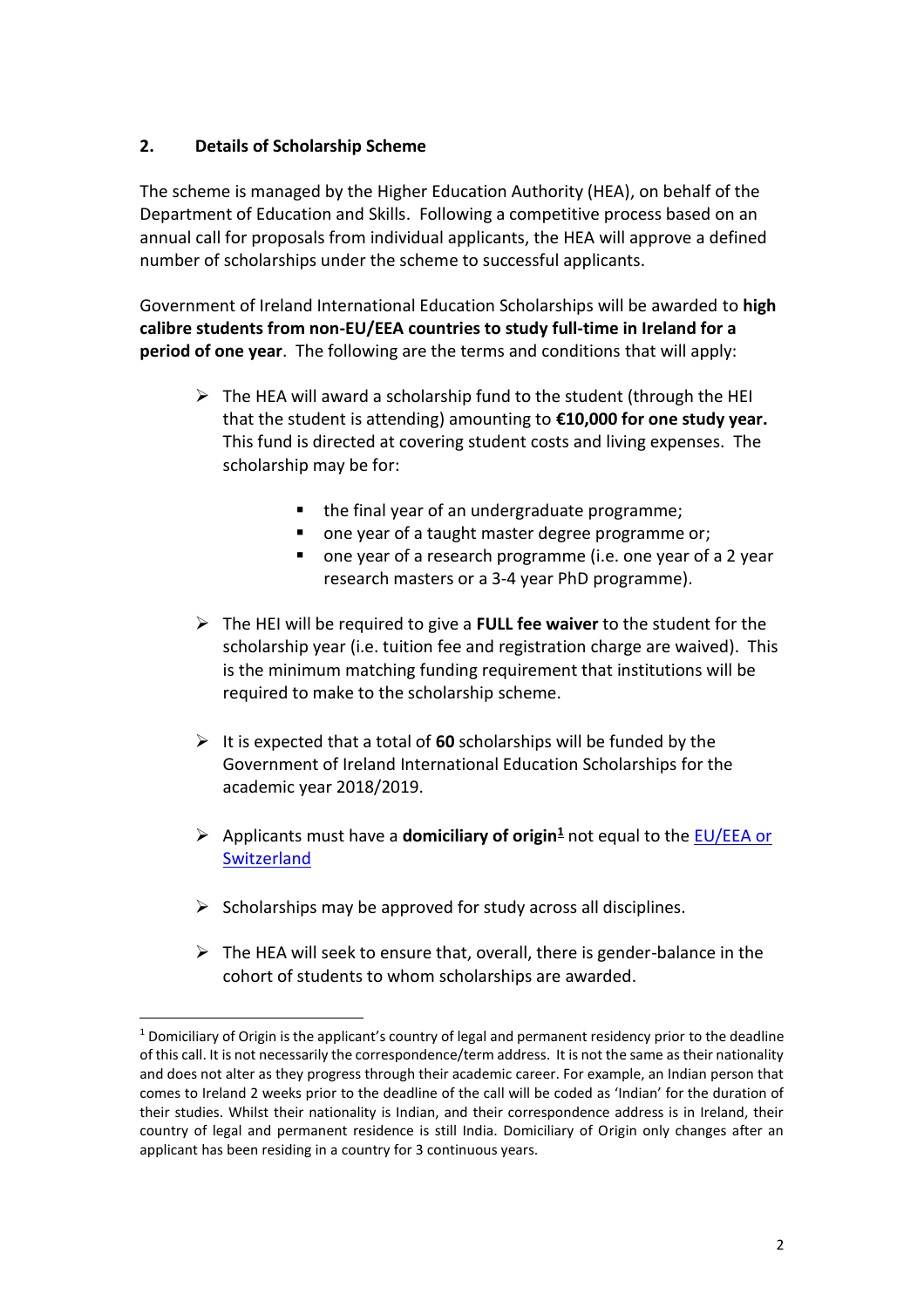## 2. Details of Scholarship Scheme

The scheme is managed by the Higher Education Authority (HEA), on behalf of the Department of Education and Skills. Following a competitive process based on an annual call for proposals from individual applicants, the HEA will approve a defined number of scholarships under the scheme to successful applicants.

Government of Ireland International Education Scholarships will be awarded to **high calibre students from non-EU/EEA countries to study full-time in Ireland for a period of one year**. The following are the terms and conditions that will apply:

- The HEA will award a scholarship fund to the student (through the HEI that the student is attending) amounting to **€10,000 for one study year.** This fund is directed at covering student costs and living expenses. The scholarship may be for:
  - the final year of an undergraduate programme;
  - one year of a taught master degree programme or;
  - one year of a research programme (i.e. one year of a 2 year research masters or a 3-4 year PhD programme).
- The HEI will be required to give a **FULL fee waiver** to the student for the scholarship year (i.e. tuition fee and registration charge are waived). This is the minimum matching funding requirement that institutions will be required to make to the scholarship scheme.
- It is expected that a total of **60** scholarships will be funded by the Government of Ireland International Education Scholarships for the academic year 2018/2019.
- Applicants must have a **domiciliary of origin**[1] not equal to the [EU/EEA or Switzerland](#)
- Scholarships may be approved for study across all disciplines.
- The HEA will seek to ensure that, overall, there is gender-balance in the cohort of students to whom scholarships are awarded.

[1] Domiciliary of Origin is the applicant's country of legal and permanent residency prior to the deadline of this call. It is not necessarily the correspondence/term address. It is not the same as their nationality and does not alter as they progress through their academic career. For example, an Indian person that comes to Ireland 2 weeks prior to the deadline of the call will be coded as 'Indian' for the duration of their studies. Whilst their nationality is Indian, and their correspondence address is in Ireland, their country of legal and permanent residence is still India. Domiciliary of Origin only changes after an applicant has been residing in a country for 3 continuous years.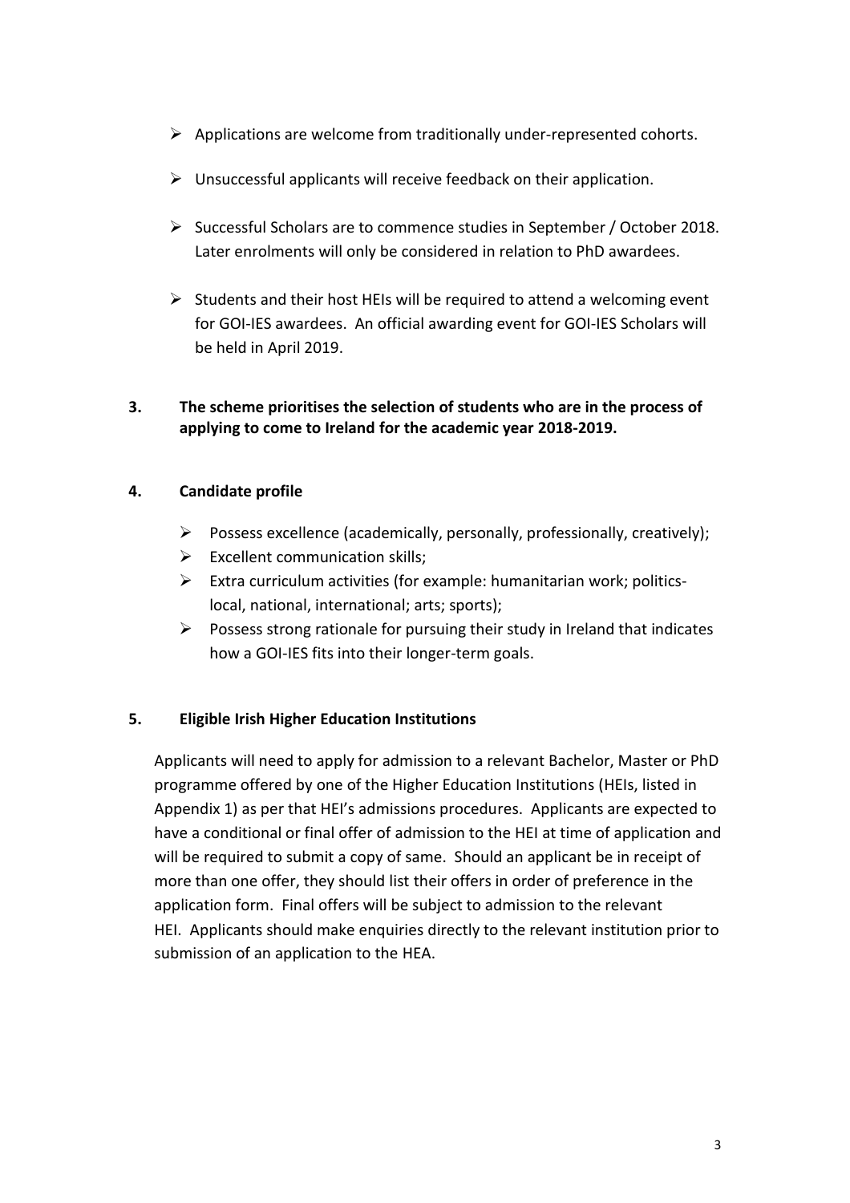- Applications are welcome from traditionally under-represented cohorts.
- Unsuccessful applicants will receive feedback on their application.
- Successful Scholars are to commence studies in September / October 2018. Later enrolments will only be considered in relation to PhD awardees.
- Students and their host HEIs will be required to attend a welcoming event for GOI-IES awardees. An official awarding event for GOI-IES Scholars will be held in April 2019.

## 3. The scheme prioritises the selection of students who are in the process of applying to come to Ireland for the academic year 2018-2019.

## 4. Candidate profile

- Possess excellence (academically, personally, professionally, creatively);
- Excellent communication skills;
- Extra curriculum activities (for example: humanitarian work; politics-local, national, international; arts; sports);
- Possess strong rationale for pursuing their study in Ireland that indicates how a GOI-IES fits into their longer-term goals.

## 5. Eligible Irish Higher Education Institutions

Applicants will need to apply for admission to a relevant Bachelor, Master or PhD programme offered by one of the Higher Education Institutions (HEIs, listed in Appendix 1) as per that HEI's admissions procedures. Applicants are expected to have a conditional or final offer of admission to the HEI at time of application and will be required to submit a copy of same. Should an applicant be in receipt of more than one offer, they should list their offers in order of preference in the application form. Final offers will be subject to admission to the relevant HEI. Applicants should make enquiries directly to the relevant institution prior to submission of an application to the HEA.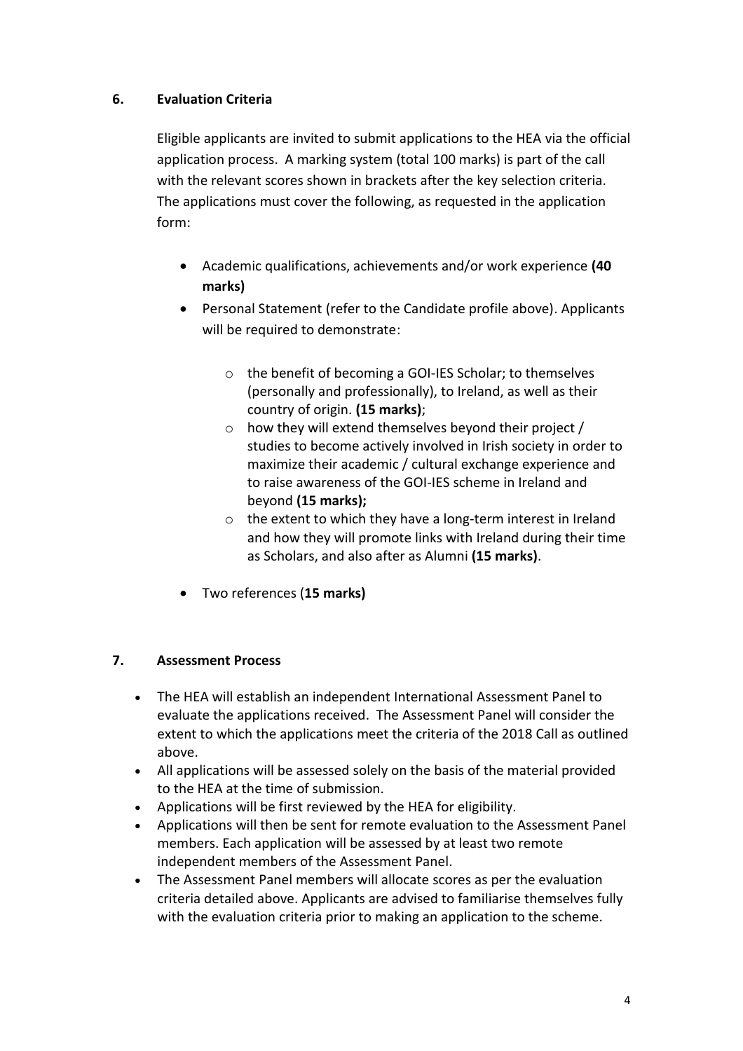## 6. Evaluation Criteria

Eligible applicants are invited to submit applications to the HEA via the official application process. A marking system (total 100 marks) is part of the call with the relevant scores shown in brackets after the key selection criteria. The applications must cover the following, as requested in the application form:

- Academic qualifications, achievements and/or work experience **(40 marks)**
- Personal Statement (refer to the Candidate profile above). Applicants will be required to demonstrate:
  - the benefit of becoming a GOI-IES Scholar; to themselves (personally and professionally), to Ireland, as well as their country of origin. **(15 marks)**;
  - how they will extend themselves beyond their project / studies to become actively involved in Irish society in order to maximize their academic / cultural exchange experience and to raise awareness of the GOI-IES scheme in Ireland and beyond **(15 marks);**
  - the extent to which they have a long-term interest in Ireland and how they will promote links with Ireland during their time as Scholars, and also after as Alumni **(15 marks)**.
- Two references (**15 marks)**

## 7. Assessment Process

- The HEA will establish an independent International Assessment Panel to evaluate the applications received. The Assessment Panel will consider the extent to which the applications meet the criteria of the 2018 Call as outlined above.
- All applications will be assessed solely on the basis of the material provided to the HEA at the time of submission.
- Applications will be first reviewed by the HEA for eligibility.
- Applications will then be sent for remote evaluation to the Assessment Panel members. Each application will be assessed by at least two remote independent members of the Assessment Panel.
- The Assessment Panel members will allocate scores as per the evaluation criteria detailed above. Applicants are advised to familiarise themselves fully with the evaluation criteria prior to making an application to the scheme.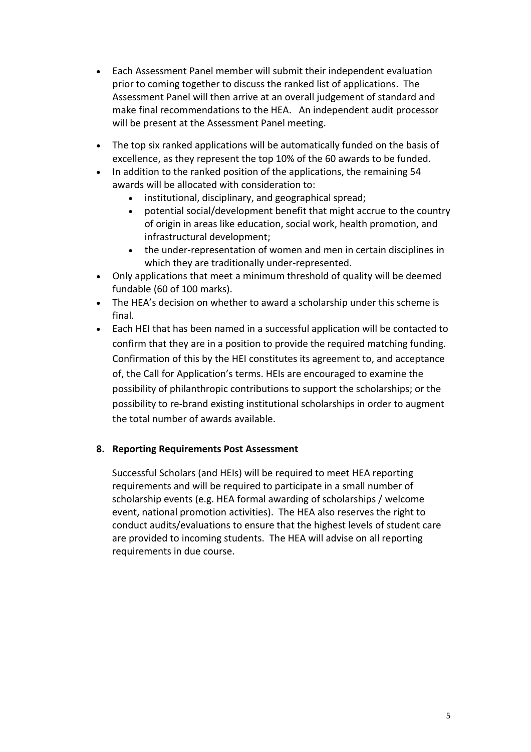- Each Assessment Panel member will submit their independent evaluation prior to coming together to discuss the ranked list of applications. The Assessment Panel will then arrive at an overall judgement of standard and make final recommendations to the HEA. An independent audit processor will be present at the Assessment Panel meeting.
- The top six ranked applications will be automatically funded on the basis of excellence, as they represent the top 10% of the 60 awards to be funded.
- In addition to the ranked position of the applications, the remaining 54 awards will be allocated with consideration to:
  - institutional, disciplinary, and geographical spread;
  - potential social/development benefit that might accrue to the country of origin in areas like education, social work, health promotion, and infrastructural development;
  - the under-representation of women and men in certain disciplines in which they are traditionally under-represented.
- Only applications that meet a minimum threshold of quality will be deemed fundable (60 of 100 marks).
- The HEA's decision on whether to award a scholarship under this scheme is final.
- Each HEI that has been named in a successful application will be contacted to confirm that they are in a position to provide the required matching funding. Confirmation of this by the HEI constitutes its agreement to, and acceptance of, the Call for Application's terms. HEIs are encouraged to examine the possibility of philanthropic contributions to support the scholarships; or the possibility to re-brand existing institutional scholarships in order to augment the total number of awards available.

## 8. Reporting Requirements Post Assessment

Successful Scholars (and HEIs) will be required to meet HEA reporting requirements and will be required to participate in a small number of scholarship events (e.g. HEA formal awarding of scholarships / welcome event, national promotion activities). The HEA also reserves the right to conduct audits/evaluations to ensure that the highest levels of student care are provided to incoming students. The HEA will advise on all reporting requirements in due course.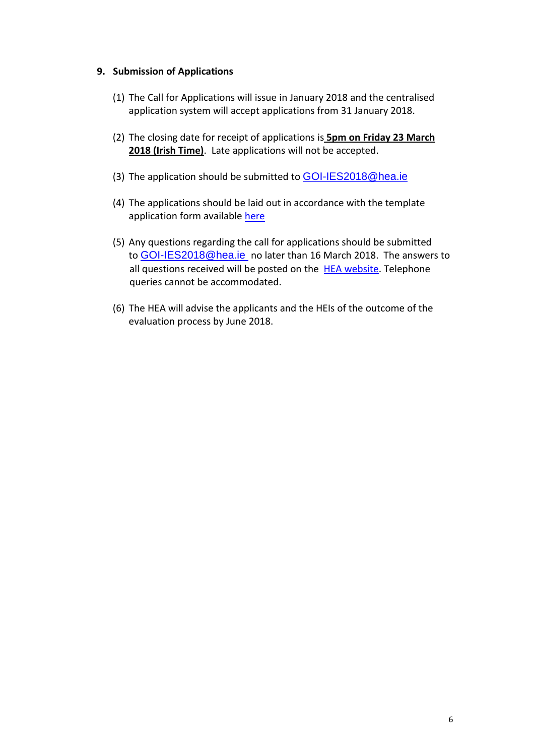## 9. Submission of Applications

(1) The Call for Applications will issue in January 2018 and the centralised application system will accept applications from 31 January 2018.

(2) The closing date for receipt of applications is **5pm on Friday 23 March 2018 (Irish Time)**. Late applications will not be accepted.

(3) The application should be submitted to GOI-IES2018@hea.ie

(4) The applications should be laid out in accordance with the template application form available here

(5) Any questions regarding the call for applications should be submitted to GOI-IES2018@hea.ie no later than 16 March 2018. The answers to all questions received will be posted on the HEA website. Telephone queries cannot be accommodated.

(6) The HEA will advise the applicants and the HEIs of the outcome of the evaluation process by June 2018.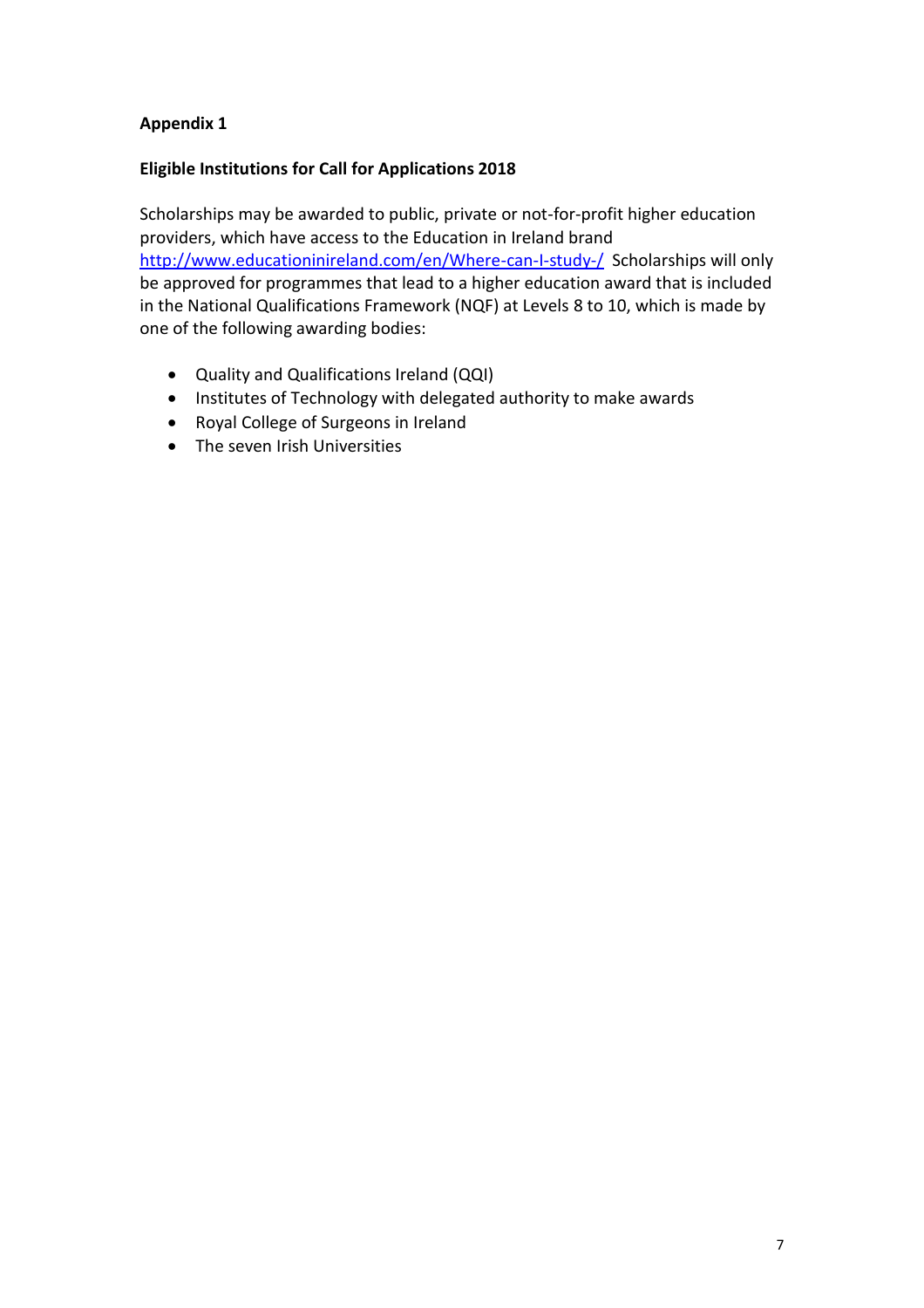**Appendix 1**

**Eligible Institutions for Call for Applications 2018**

Scholarships may be awarded to public, private or not-for-profit higher education providers, which have access to the Education in Ireland brand http://www.educationinireland.com/en/Where-can-I-study-/ Scholarships will only be approved for programmes that lead to a higher education award that is included in the National Qualifications Framework (NQF) at Levels 8 to 10, which is made by one of the following awarding bodies:

- Quality and Qualifications Ireland (QQI)
- Institutes of Technology with delegated authority to make awards
- Royal College of Surgeons in Ireland
- The seven Irish Universities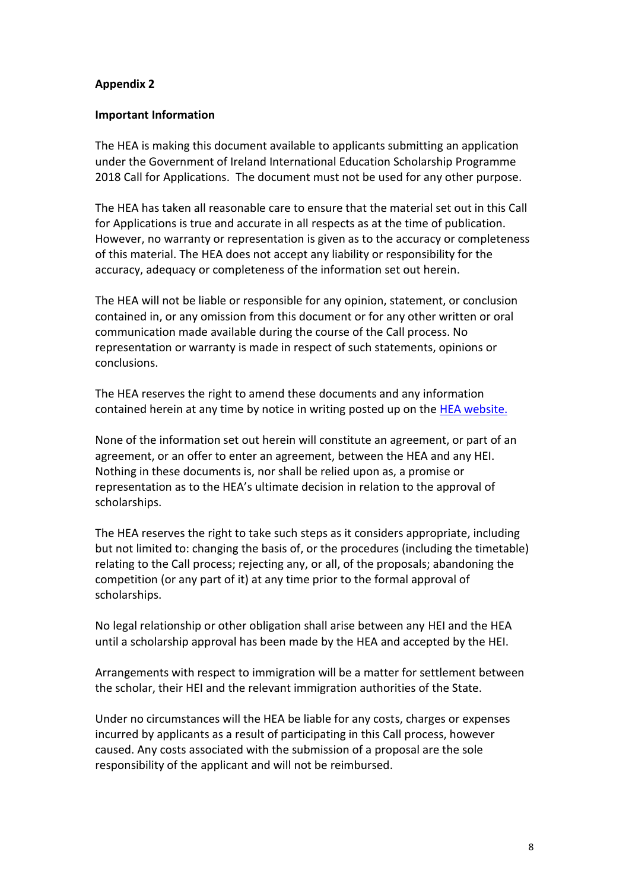**Appendix 2**

**Important Information**

The HEA is making this document available to applicants submitting an application under the Government of Ireland International Education Scholarship Programme 2018 Call for Applications. The document must not be used for any other purpose.

The HEA has taken all reasonable care to ensure that the material set out in this Call for Applications is true and accurate in all respects as at the time of publication. However, no warranty or representation is given as to the accuracy or completeness of this material. The HEA does not accept any liability or responsibility for the accuracy, adequacy or completeness of the information set out herein.

The HEA will not be liable or responsible for any opinion, statement, or conclusion contained in, or any omission from this document or for any other written or oral communication made available during the course of the Call process. No representation or warranty is made in respect of such statements, opinions or conclusions.

The HEA reserves the right to amend these documents and any information contained herein at any time by notice in writing posted up on the HEA website.

None of the information set out herein will constitute an agreement, or part of an agreement, or an offer to enter an agreement, between the HEA and any HEI. Nothing in these documents is, nor shall be relied upon as, a promise or representation as to the HEA's ultimate decision in relation to the approval of scholarships.

The HEA reserves the right to take such steps as it considers appropriate, including but not limited to: changing the basis of, or the procedures (including the timetable) relating to the Call process; rejecting any, or all, of the proposals; abandoning the competition (or any part of it) at any time prior to the formal approval of scholarships.

No legal relationship or other obligation shall arise between any HEI and the HEA until a scholarship approval has been made by the HEA and accepted by the HEI.

Arrangements with respect to immigration will be a matter for settlement between the scholar, their HEI and the relevant immigration authorities of the State.

Under no circumstances will the HEA be liable for any costs, charges or expenses incurred by applicants as a result of participating in this Call process, however caused. Any costs associated with the submission of a proposal are the sole responsibility of the applicant and will not be reimbursed.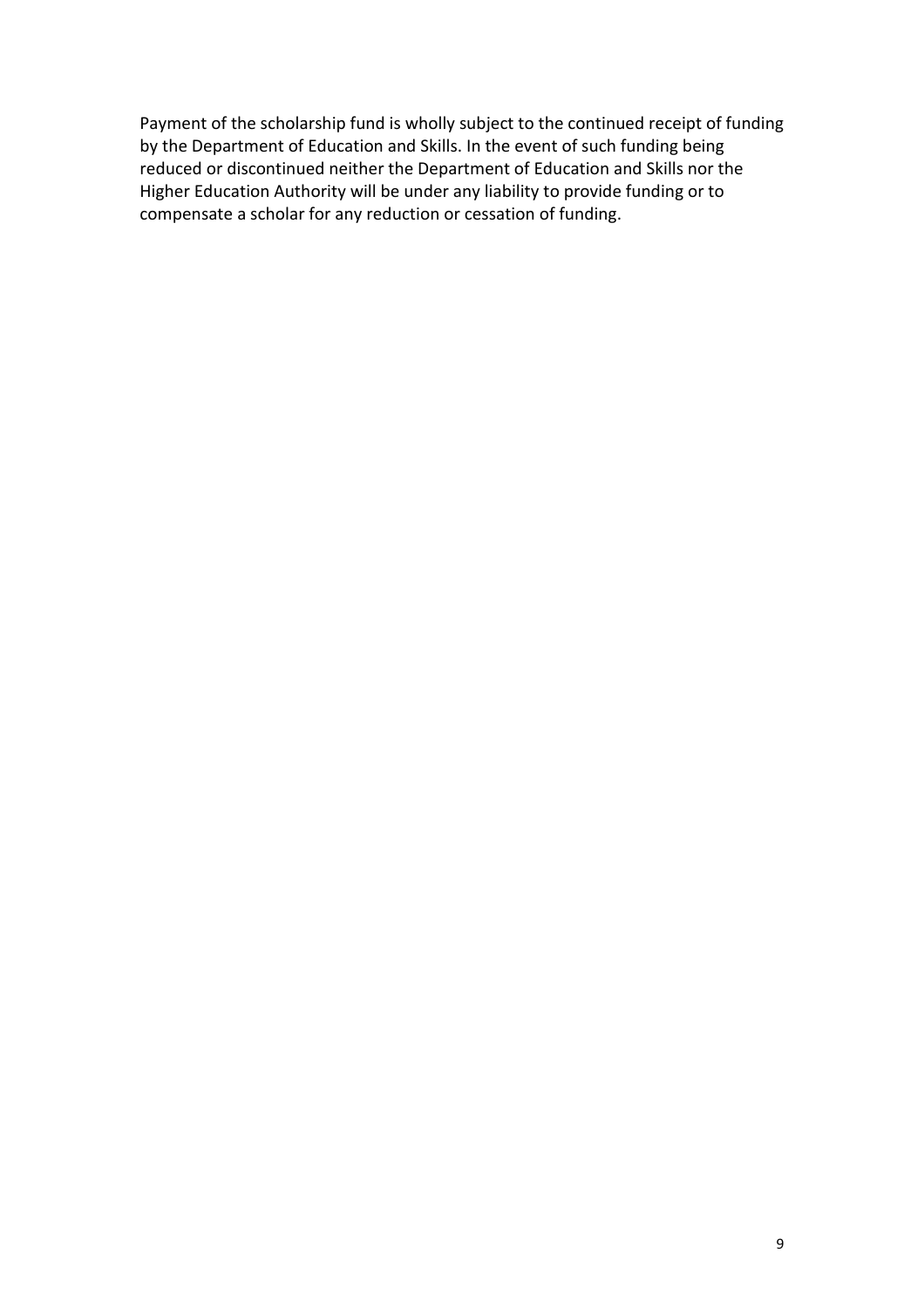Payment of the scholarship fund is wholly subject to the continued receipt of funding by the Department of Education and Skills. In the event of such funding being reduced or discontinued neither the Department of Education and Skills nor the Higher Education Authority will be under any liability to provide funding or to compensate a scholar for any reduction or cessation of funding.